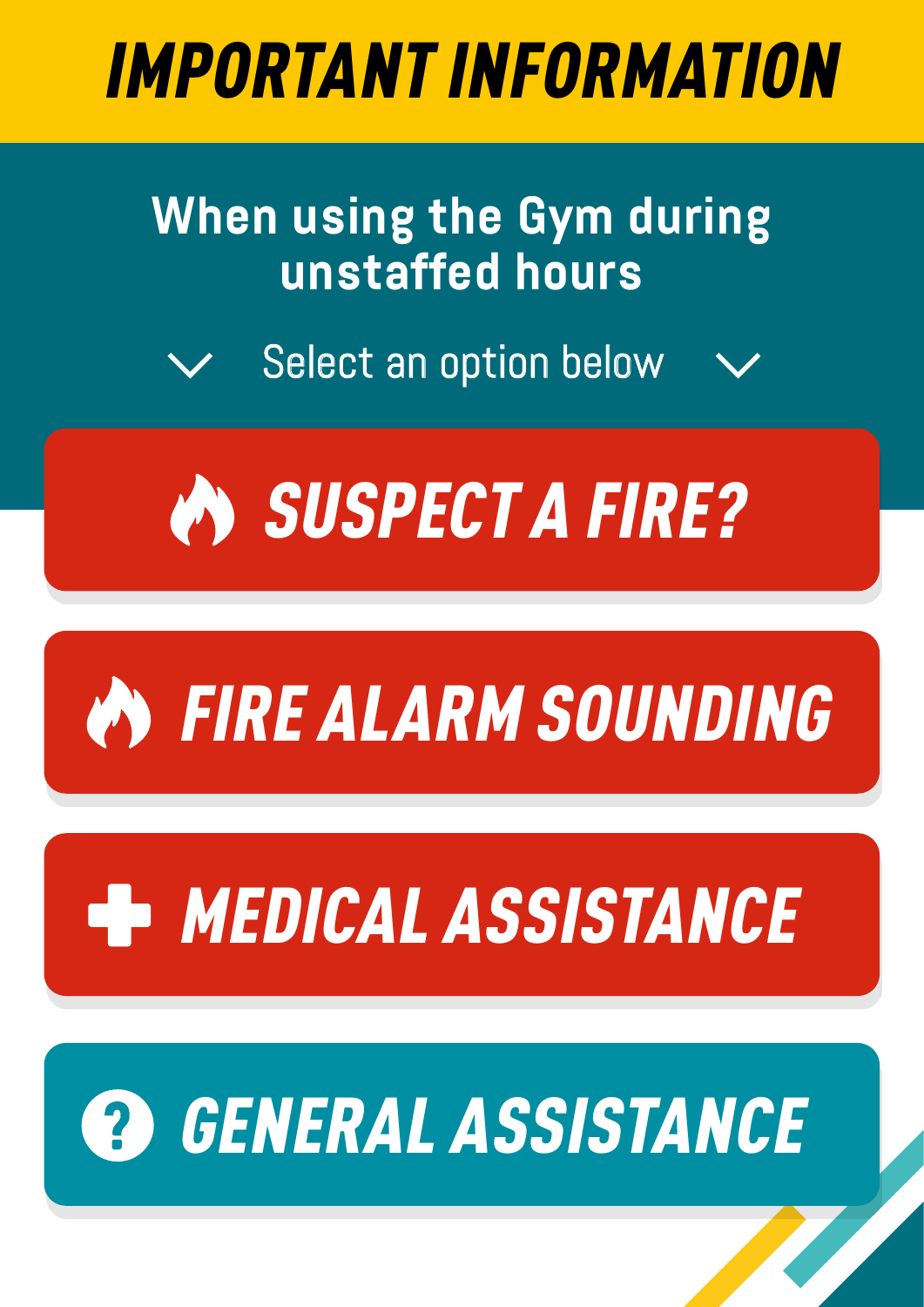# IMPORTANT INFORMATION

## When using the Gym during unstaffed hours

Select an option below

- SUSPECT A FIRE?
- FIRE ALARM SOUNDING
- MEDICAL ASSISTANCE
- GENERAL ASSISTANCE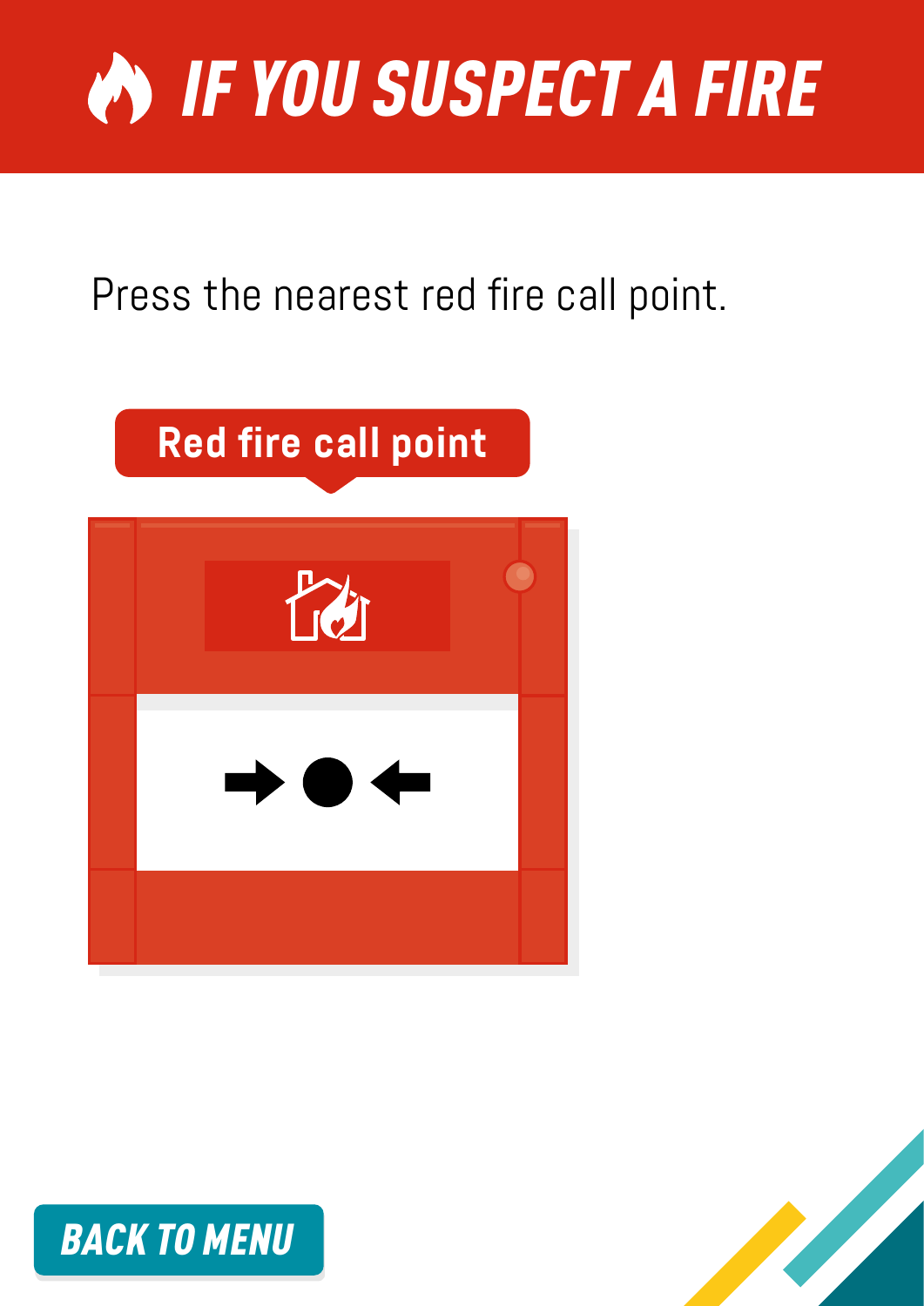# IF YOU SUSPECT A FIRE

Press the nearest red fire call point.

Red fire call point

BACK TO MENU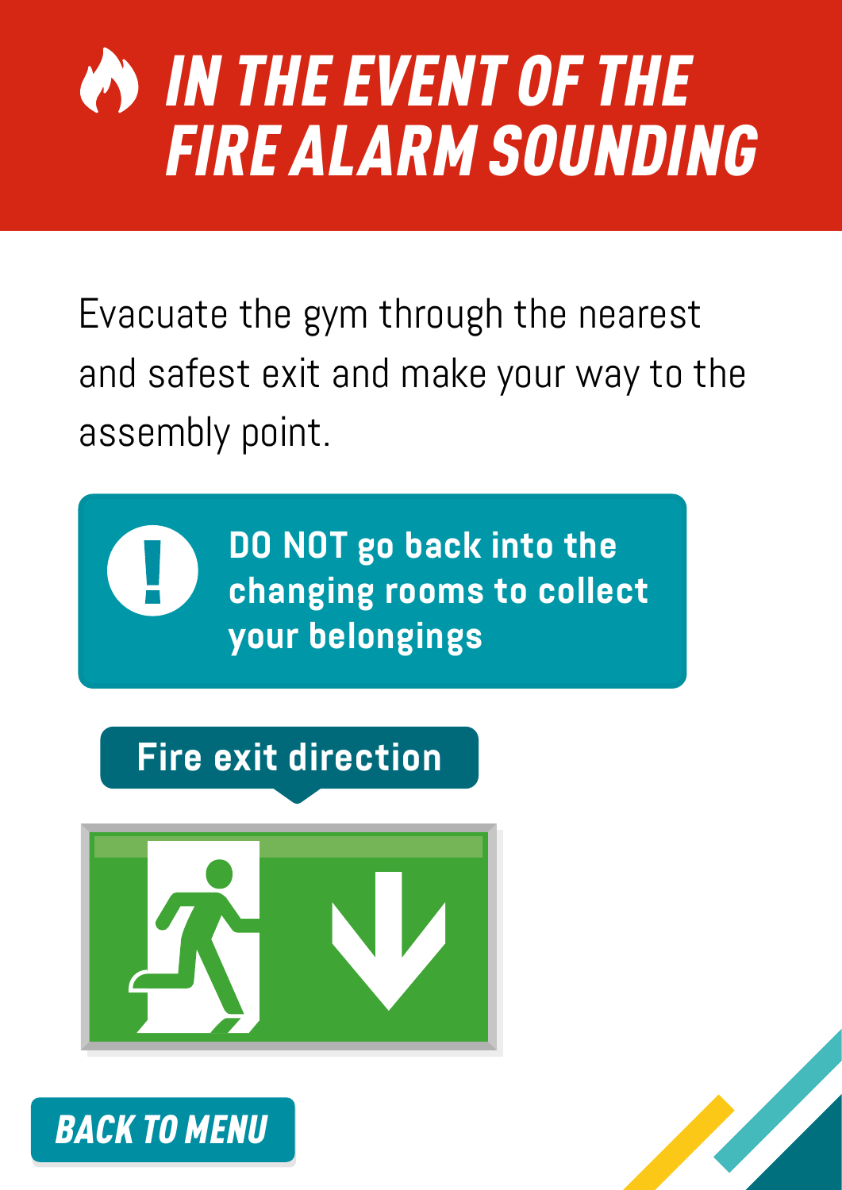# IN THE EVENT OF THE FIRE ALARM SOUNDING

Evacuate the gym through the nearest and safest exit and make your way to the assembly point.

**DO NOT go back into the changing rooms to collect your belongings**

**Fire exit direction**

**BACK TO MENU**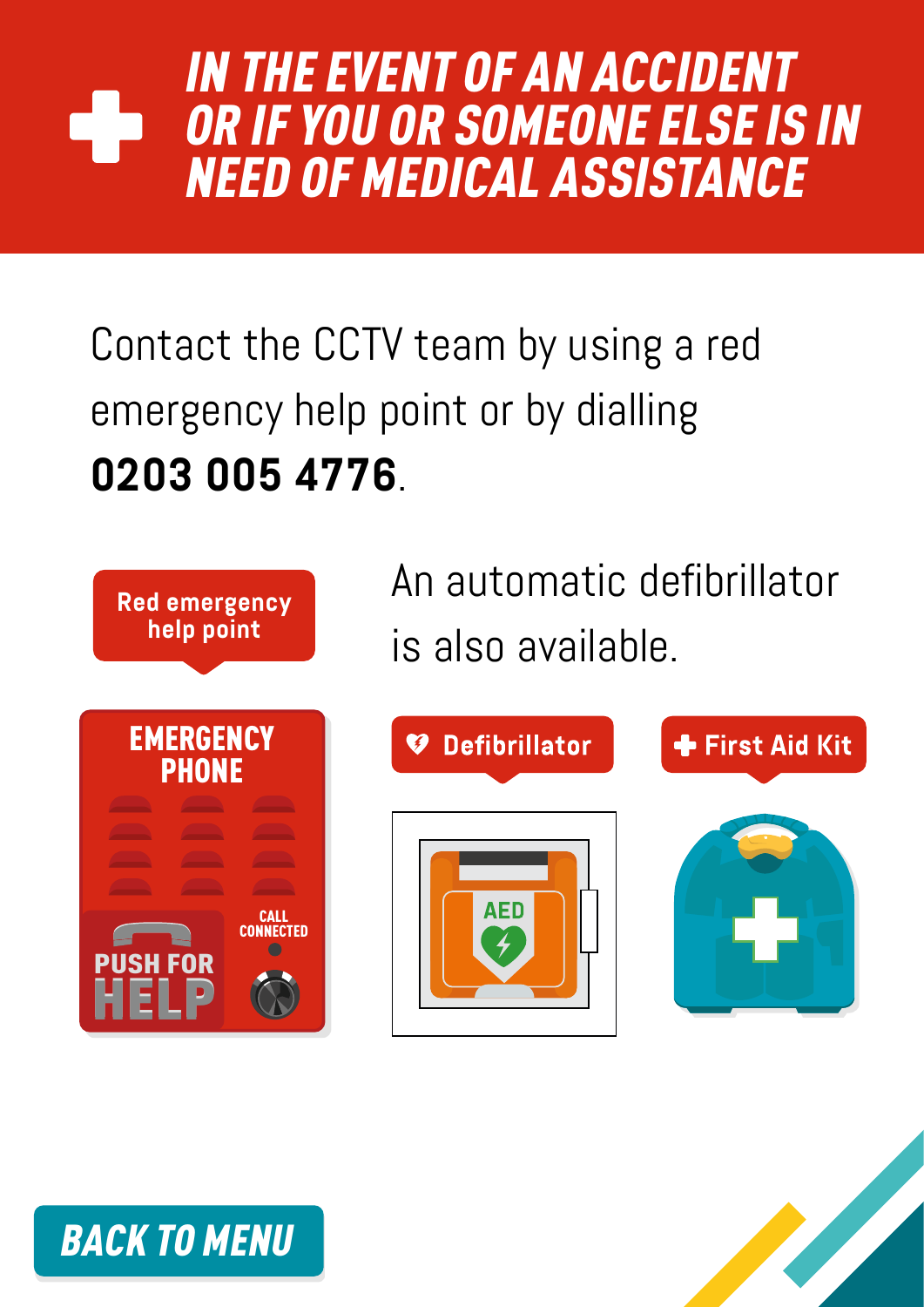# IN THE EVENT OF AN ACCIDENT OR IF YOU OR SOMEONE ELSE IS IN NEED OF MEDICAL ASSISTANCE

Contact the CCTV team by using a red emergency help point or by dialling **0203 005 4776**.

Red emergency help point

EMERGENCY PHONE

PUSH FOR HELP

CALL CONNECTED

An automatic defibrillator is also available.

Defibrillator

AED

First Aid Kit

BACK TO MENU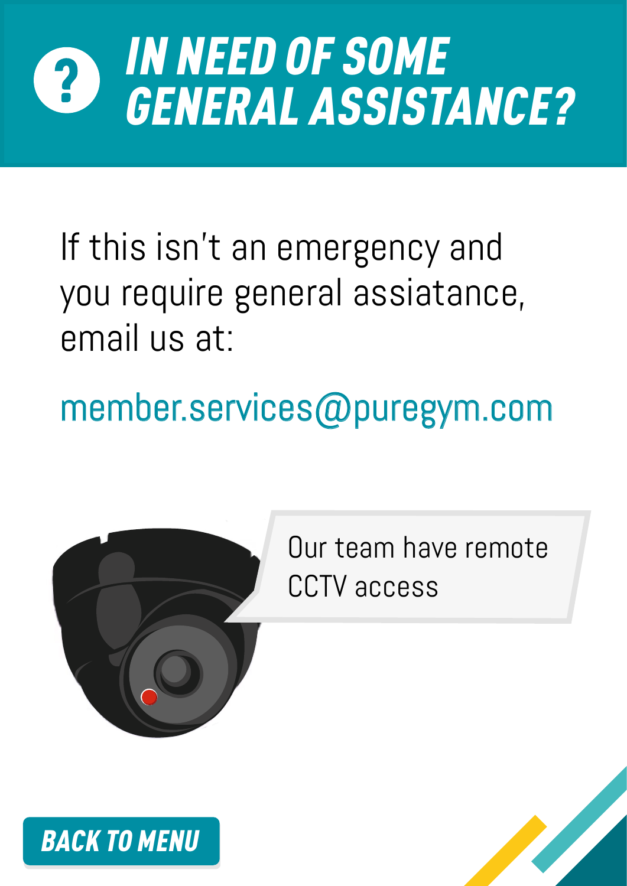# IN NEED OF SOME GENERAL ASSISTANCE?

If this isn't an emergency and you require general assiatance, email us at:

member.services@puregym.com

Our team have remote CCTV access

BACK TO MENU